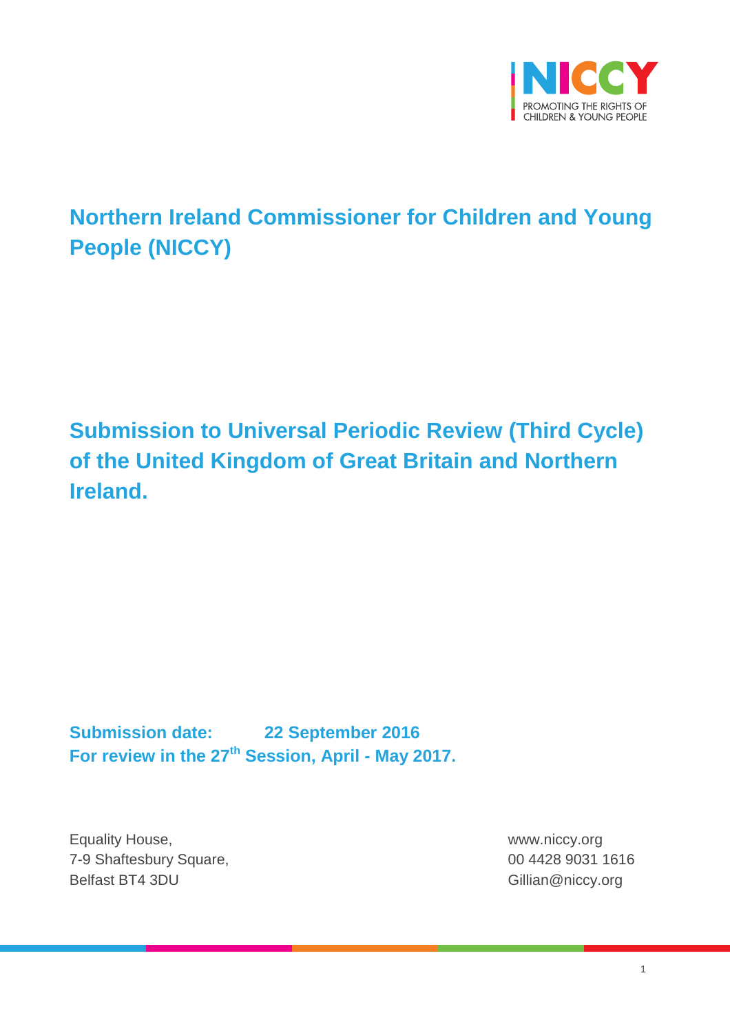NICCY

PROMOTING THE RIGHTS OF CHILDREN & YOUNG PEOPLE

# Northern Ireland Commissioner for Children and Young People (NICCY)

# Submission to Universal Periodic Review (Third Cycle) of the United Kingdom of Great Britain and Northern Ireland.

**Submission date: 22 September 2016**
**For review in the 27th Session, April - May 2017.**

Equality House,
7-9 Shaftesbury Square,
Belfast BT4 3DU

www.niccy.org
00 4428 9031 1616
Gillian@niccy.org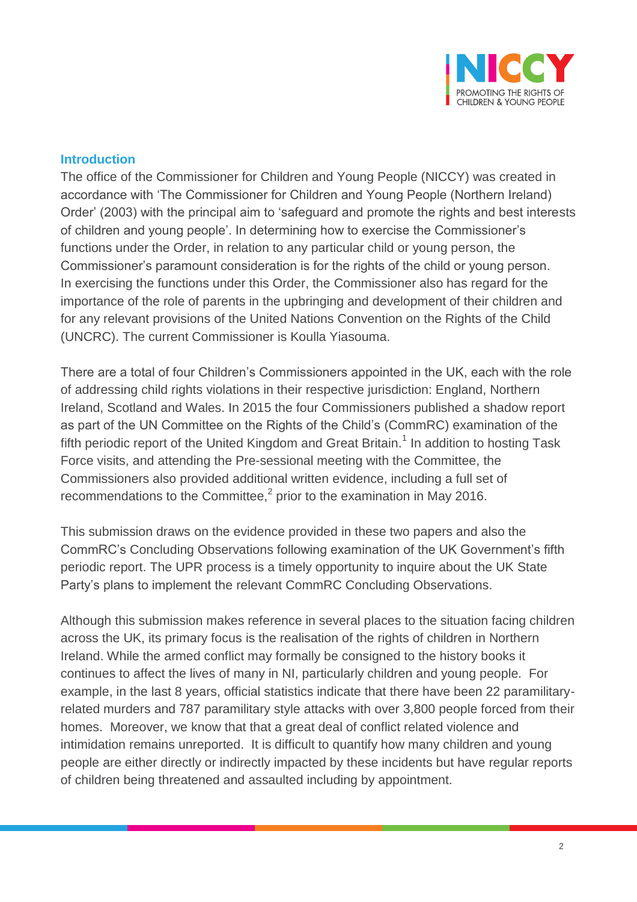## Introduction

The office of the Commissioner for Children and Young People (NICCY) was created in accordance with 'The Commissioner for Children and Young People (Northern Ireland) Order' (2003) with the principal aim to 'safeguard and promote the rights and best interests of children and young people'. In determining how to exercise the Commissioner's functions under the Order, in relation to any particular child or young person, the Commissioner's paramount consideration is for the rights of the child or young person. In exercising the functions under this Order, the Commissioner also has regard for the importance of the role of parents in the upbringing and development of their children and for any relevant provisions of the United Nations Convention on the Rights of the Child (UNCRC). The current Commissioner is Koulla Yiasouma.

There are a total of four Children's Commissioners appointed in the UK, each with the role of addressing child rights violations in their respective jurisdiction: England, Northern Ireland, Scotland and Wales. In 2015 the four Commissioners published a shadow report as part of the UN Committee on the Rights of the Child's (CommRC) examination of the fifth periodic report of the United Kingdom and Great Britain.[1] In addition to hosting Task Force visits, and attending the Pre-sessional meeting with the Committee, the Commissioners also provided additional written evidence, including a full set of recommendations to the Committee,[2] prior to the examination in May 2016.

This submission draws on the evidence provided in these two papers and also the CommRC's Concluding Observations following examination of the UK Government's fifth periodic report. The UPR process is a timely opportunity to inquire about the UK State Party's plans to implement the relevant CommRC Concluding Observations.

Although this submission makes reference in several places to the situation facing children across the UK, its primary focus is the realisation of the rights of children in Northern Ireland. While the armed conflict may formally be consigned to the history books it continues to affect the lives of many in NI, particularly children and young people. For example, in the last 8 years, official statistics indicate that there have been 22 paramilitary-related murders and 787 paramilitary style attacks with over 3,800 people forced from their homes. Moreover, we know that that a great deal of conflict related violence and intimidation remains unreported. It is difficult to quantify how many children and young people are either directly or indirectly impacted by these incidents but have regular reports of children being threatened and assaulted including by appointment.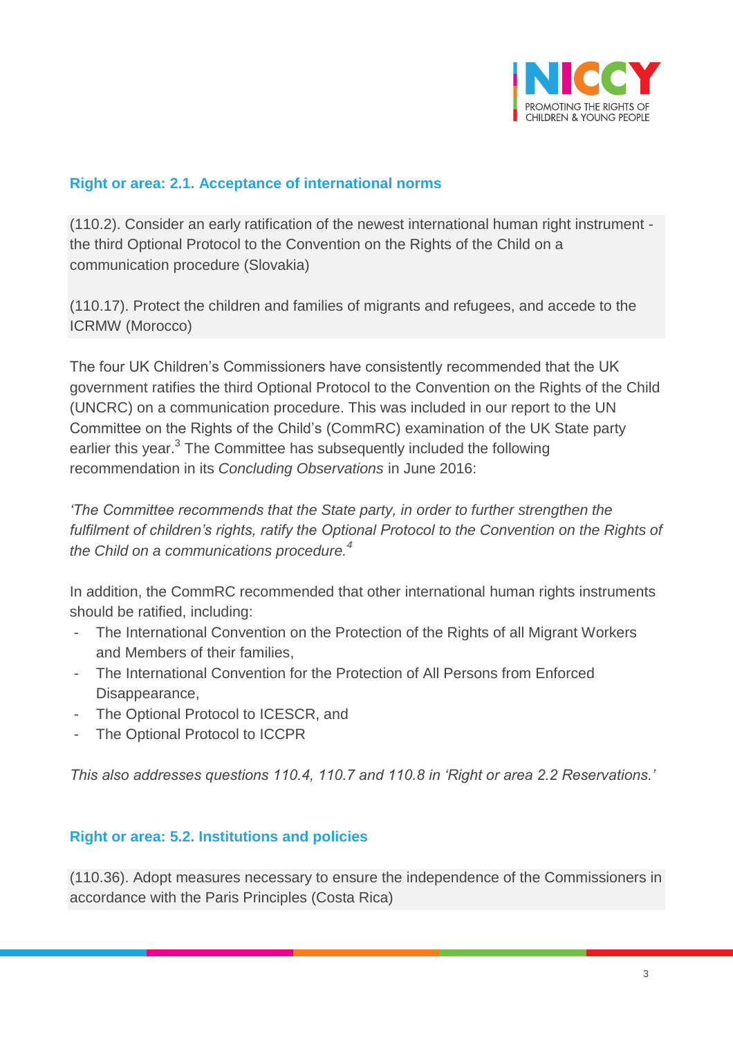### Right or area: 2.1. Acceptance of international norms

(110.2). Consider an early ratification of the newest international human right instrument - the third Optional Protocol to the Convention on the Rights of the Child on a communication procedure (Slovakia)

(110.17). Protect the children and families of migrants and refugees, and accede to the ICRMW (Morocco)

The four UK Children's Commissioners have consistently recommended that the UK government ratifies the third Optional Protocol to the Convention on the Rights of the Child (UNCRC) on a communication procedure. This was included in our report to the UN Committee on the Rights of the Child's (CommRC) examination of the UK State party earlier this year.[3] The Committee has subsequently included the following recommendation in its *Concluding Observations* in June 2016:

*'The Committee recommends that the State party, in order to further strengthen the fulfilment of children's rights, ratify the Optional Protocol to the Convention on the Rights of the Child on a communications procedure.[4]*

In addition, the CommRC recommended that other international human rights instruments should be ratified, including:

- The International Convention on the Protection of the Rights of all Migrant Workers and Members of their families,
- The International Convention for the Protection of All Persons from Enforced Disappearance,
- The Optional Protocol to ICESCR, and
- The Optional Protocol to ICCPR

*This also addresses questions 110.4, 110.7 and 110.8 in 'Right or area 2.2 Reservations.'*

### Right or area: 5.2. Institutions and policies

(110.36). Adopt measures necessary to ensure the independence of the Commissioners in accordance with the Paris Principles (Costa Rica)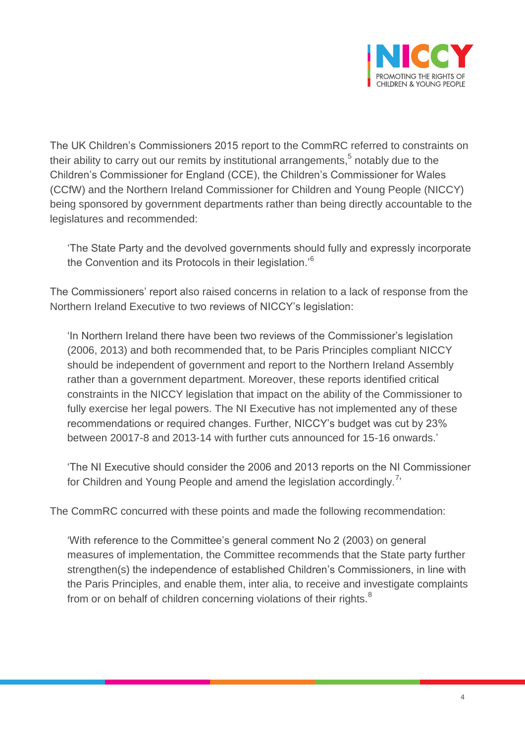The UK Children's Commissioners 2015 report to the CommRC referred to constraints on their ability to carry out our remits by institutional arrangements,[5] notably due to the Children's Commissioner for England (CCE), the Children's Commissioner for Wales (CCfW) and the Northern Ireland Commissioner for Children and Young People (NICCY) being sponsored by government departments rather than being directly accountable to the legislatures and recommended:

> 'The State Party and the devolved governments should fully and expressly incorporate the Convention and its Protocols in their legislation.'[6]

The Commissioners' report also raised concerns in relation to a lack of response from the Northern Ireland Executive to two reviews of NICCY's legislation:

> 'In Northern Ireland there have been two reviews of the Commissioner's legislation (2006, 2013) and both recommended that, to be Paris Principles compliant NICCY should be independent of government and report to the Northern Ireland Assembly rather than a government department. Moreover, these reports identified critical constraints in the NICCY legislation that impact on the ability of the Commissioner to fully exercise her legal powers. The NI Executive has not implemented any of these recommendations or required changes. Further, NICCY's budget was cut by 23% between 20017-8 and 2013-14 with further cuts announced for 15-16 onwards.'
>
> 'The NI Executive should consider the 2006 and 2013 reports on the NI Commissioner for Children and Young People and amend the legislation accordingly.[7]'

The CommRC concurred with these points and made the following recommendation:

> 'With reference to the Committee's general comment No 2 (2003) on general measures of implementation, the Committee recommends that the State party further strengthen(s) the independence of established Children's Commissioners, in line with the Paris Principles, and enable them, inter alia, to receive and investigate complaints from or on behalf of children concerning violations of their rights.[8]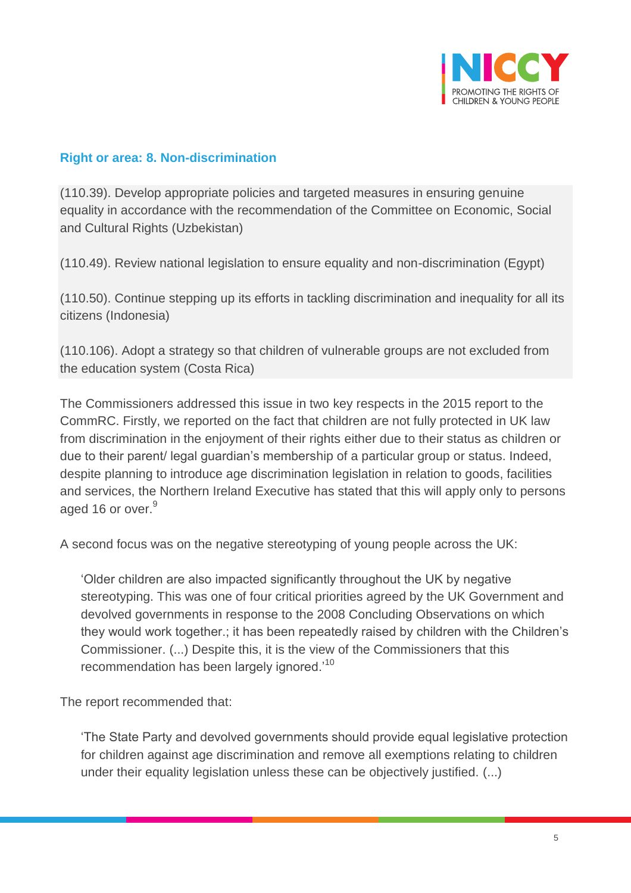### Right or area: 8. Non-discrimination

(110.39). Develop appropriate policies and targeted measures in ensuring genuine equality in accordance with the recommendation of the Committee on Economic, Social and Cultural Rights (Uzbekistan)

(110.49). Review national legislation to ensure equality and non-discrimination (Egypt)

(110.50). Continue stepping up its efforts in tackling discrimination and inequality for all its citizens (Indonesia)

(110.106). Adopt a strategy so that children of vulnerable groups are not excluded from the education system (Costa Rica)

The Commissioners addressed this issue in two key respects in the 2015 report to the CommRC. Firstly, we reported on the fact that children are not fully protected in UK law from discrimination in the enjoyment of their rights either due to their status as children or due to their parent/ legal guardian's membership of a particular group or status. Indeed, despite planning to introduce age discrimination legislation in relation to goods, facilities and services, the Northern Ireland Executive has stated that this will apply only to persons aged 16 or over.[9]

A second focus was on the negative stereotyping of young people across the UK:

> 'Older children are also impacted significantly throughout the UK by negative stereotyping. This was one of four critical priorities agreed by the UK Government and devolved governments in response to the 2008 Concluding Observations on which they would work together.; it has been repeatedly raised by children with the Children's Commissioner. (...) Despite this, it is the view of the Commissioners that this recommendation has been largely ignored.'[10]

The report recommended that:

> 'The State Party and devolved governments should provide equal legislative protection for children against age discrimination and remove all exemptions relating to children under their equality legislation unless these can be objectively justified. (...)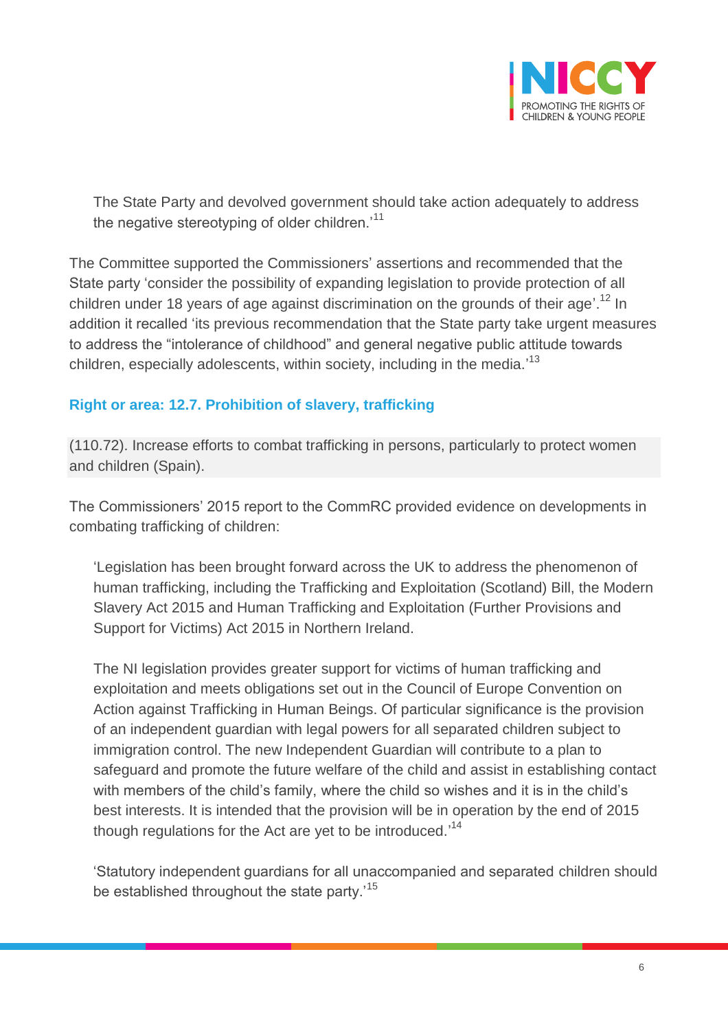> The State Party and devolved government should take action adequately to address the negative stereotyping of older children.'[11]

The Committee supported the Commissioners' assertions and recommended that the State party 'consider the possibility of expanding legislation to provide protection of all children under 18 years of age against discrimination on the grounds of their age'.[12] In addition it recalled 'its previous recommendation that the State party take urgent measures to address the "intolerance of childhood" and general negative public attitude towards children, especially adolescents, within society, including in the media.'[13]

### Right or area: 12.7. Prohibition of slavery, trafficking

(110.72). Increase efforts to combat trafficking in persons, particularly to protect women and children (Spain).

The Commissioners' 2015 report to the CommRC provided evidence on developments in combating trafficking of children:

> 'Legislation has been brought forward across the UK to address the phenomenon of human trafficking, including the Trafficking and Exploitation (Scotland) Bill, the Modern Slavery Act 2015 and Human Trafficking and Exploitation (Further Provisions and Support for Victims) Act 2015 in Northern Ireland.
>
> The NI legislation provides greater support for victims of human trafficking and exploitation and meets obligations set out in the Council of Europe Convention on Action against Trafficking in Human Beings. Of particular significance is the provision of an independent guardian with legal powers for all separated children subject to immigration control. The new Independent Guardian will contribute to a plan to safeguard and promote the future welfare of the child and assist in establishing contact with members of the child's family, where the child so wishes and it is in the child's best interests. It is intended that the provision will be in operation by the end of 2015 though regulations for the Act are yet to be introduced.'[14]
>
> 'Statutory independent guardians for all unaccompanied and separated children should be established throughout the state party.'[15]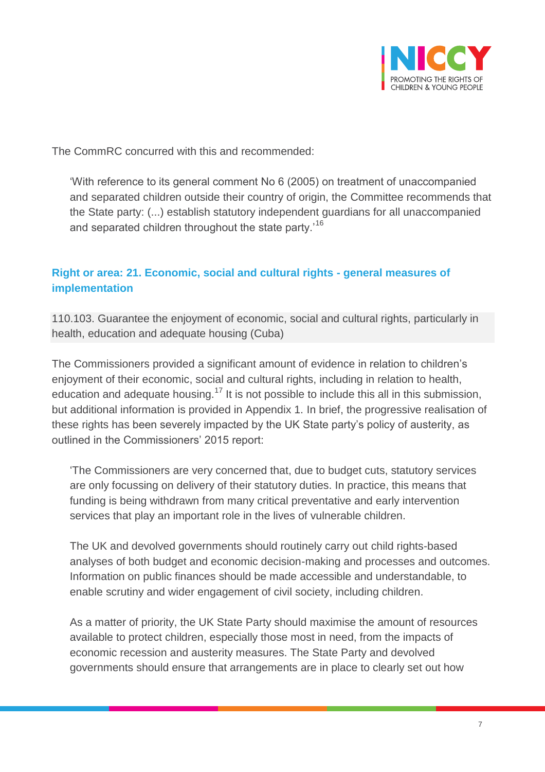The CommRC concurred with this and recommended:

> 'With reference to its general comment No 6 (2005) on treatment of unaccompanied and separated children outside their country of origin, the Committee recommends that the State party: (...) establish statutory independent guardians for all unaccompanied and separated children throughout the state party.'[16]

### Right or area: 21. Economic, social and cultural rights - general measures of implementation

110.103. Guarantee the enjoyment of economic, social and cultural rights, particularly in health, education and adequate housing (Cuba)

The Commissioners provided a significant amount of evidence in relation to children's enjoyment of their economic, social and cultural rights, including in relation to health, education and adequate housing.[17] It is not possible to include this all in this submission, but additional information is provided in Appendix 1. In brief, the progressive realisation of these rights has been severely impacted by the UK State party's policy of austerity, as outlined in the Commissioners' 2015 report:

> 'The Commissioners are very concerned that, due to budget cuts, statutory services are only focussing on delivery of their statutory duties. In practice, this means that funding is being withdrawn from many critical preventative and early intervention services that play an important role in the lives of vulnerable children.
>
> The UK and devolved governments should routinely carry out child rights-based analyses of both budget and economic decision-making and processes and outcomes. Information on public finances should be made accessible and understandable, to enable scrutiny and wider engagement of civil society, including children.
>
> As a matter of priority, the UK State Party should maximise the amount of resources available to protect children, especially those most in need, from the impacts of economic recession and austerity measures. The State Party and devolved governments should ensure that arrangements are in place to clearly set out how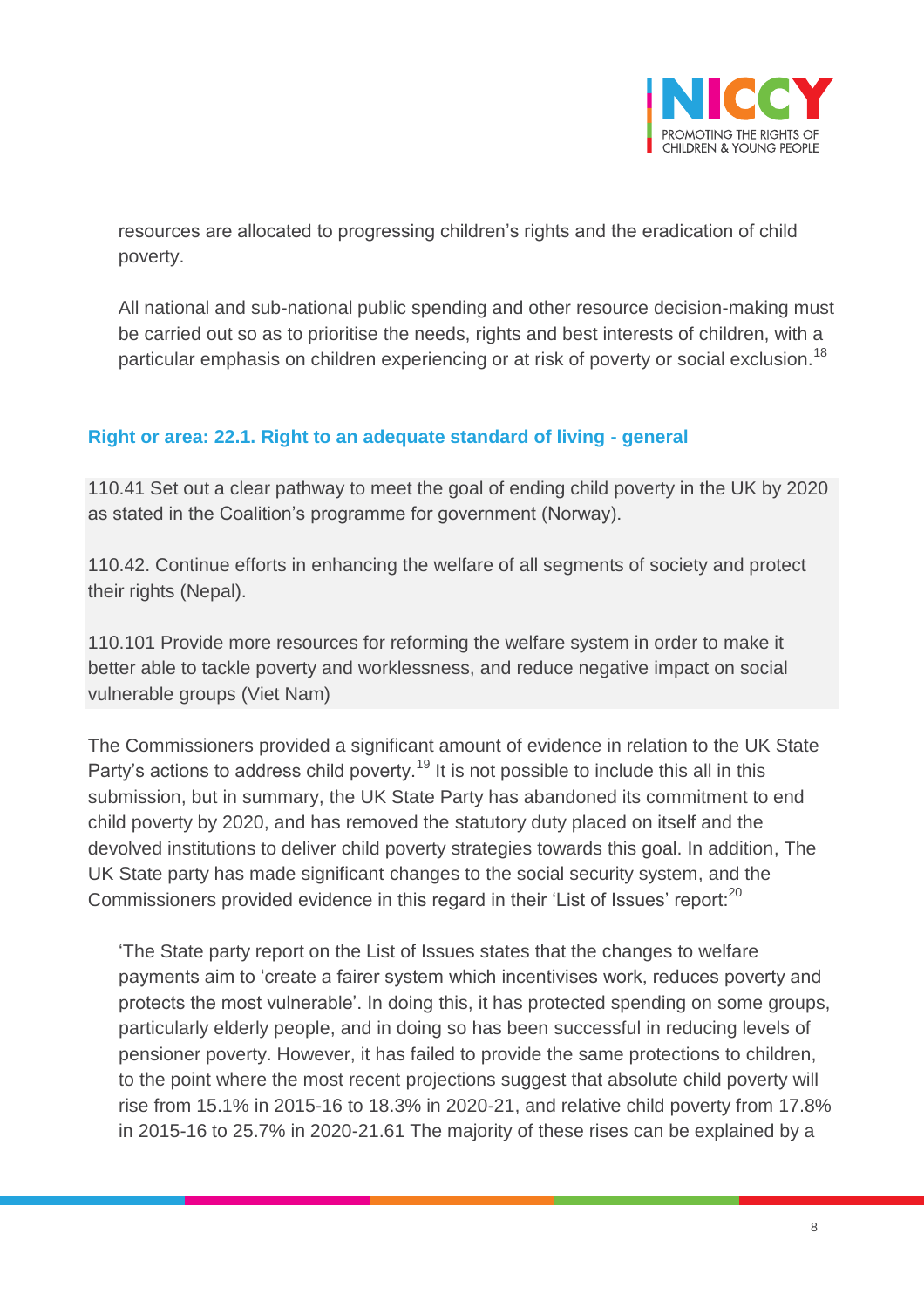resources are allocated to progressing children's rights and the eradication of child poverty.

All national and sub-national public spending and other resource decision-making must be carried out so as to prioritise the needs, rights and best interests of children, with a particular emphasis on children experiencing or at risk of poverty or social exclusion.[18]

### Right or area: 22.1. Right to an adequate standard of living - general

110.41 Set out a clear pathway to meet the goal of ending child poverty in the UK by 2020 as stated in the Coalition's programme for government (Norway).

110.42. Continue efforts in enhancing the welfare of all segments of society and protect their rights (Nepal).

110.101 Provide more resources for reforming the welfare system in order to make it better able to tackle poverty and worklessness, and reduce negative impact on social vulnerable groups (Viet Nam)

The Commissioners provided a significant amount of evidence in relation to the UK State Party's actions to address child poverty.[19] It is not possible to include this all in this submission, but in summary, the UK State Party has abandoned its commitment to end child poverty by 2020, and has removed the statutory duty placed on itself and the devolved institutions to deliver child poverty strategies towards this goal. In addition, The UK State party has made significant changes to the social security system, and the Commissioners provided evidence in this regard in their 'List of Issues' report:[20]

> 'The State party report on the List of Issues states that the changes to welfare payments aim to 'create a fairer system which incentivises work, reduces poverty and protects the most vulnerable'. In doing this, it has protected spending on some groups, particularly elderly people, and in doing so has been successful in reducing levels of pensioner poverty. However, it has failed to provide the same protections to children, to the point where the most recent projections suggest that absolute child poverty will rise from 15.1% in 2015-16 to 18.3% in 2020-21, and relative child poverty from 17.8% in 2015-16 to 25.7% in 2020-21.61 The majority of these rises can be explained by a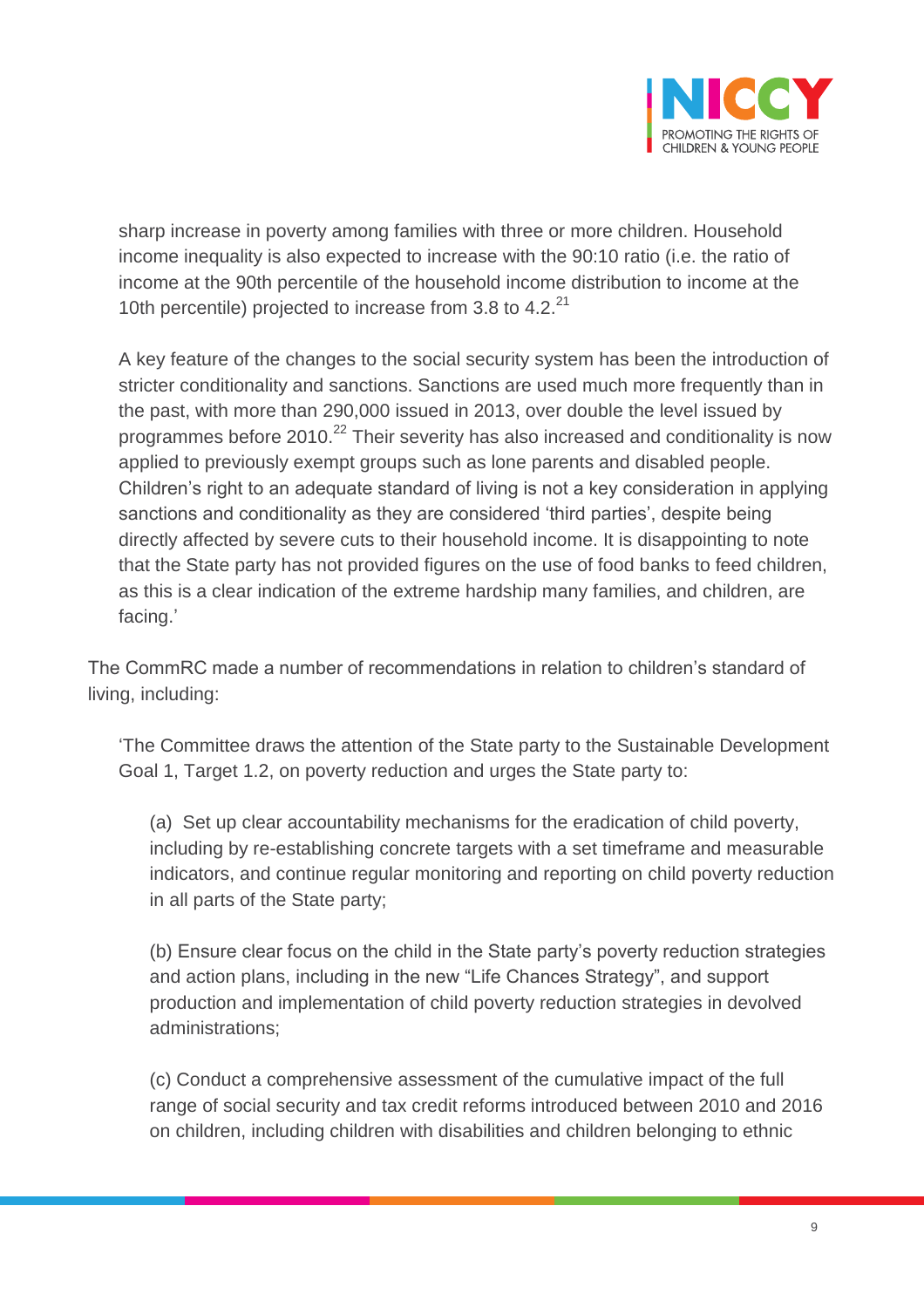sharp increase in poverty among families with three or more children. Household income inequality is also expected to increase with the 90:10 ratio (i.e. the ratio of income at the 90th percentile of the household income distribution to income at the 10th percentile) projected to increase from 3.8 to 4.2.[21]

A key feature of the changes to the social security system has been the introduction of stricter conditionality and sanctions. Sanctions are used much more frequently than in the past, with more than 290,000 issued in 2013, over double the level issued by programmes before 2010.[22] Their severity has also increased and conditionality is now applied to previously exempt groups such as lone parents and disabled people. Children's right to an adequate standard of living is not a key consideration in applying sanctions and conditionality as they are considered 'third parties', despite being directly affected by severe cuts to their household income. It is disappointing to note that the State party has not provided figures on the use of food banks to feed children, as this is a clear indication of the extreme hardship many families, and children, are facing.'

The CommRC made a number of recommendations in relation to children's standard of living, including:

> 'The Committee draws the attention of the State party to the Sustainable Development Goal 1, Target 1.2, on poverty reduction and urges the State party to:
>
> (a) Set up clear accountability mechanisms for the eradication of child poverty, including by re-establishing concrete targets with a set timeframe and measurable indicators, and continue regular monitoring and reporting on child poverty reduction in all parts of the State party;
>
> (b) Ensure clear focus on the child in the State party's poverty reduction strategies and action plans, including in the new "Life Chances Strategy", and support production and implementation of child poverty reduction strategies in devolved administrations;
>
> (c) Conduct a comprehensive assessment of the cumulative impact of the full range of social security and tax credit reforms introduced between 2010 and 2016 on children, including children with disabilities and children belonging to ethnic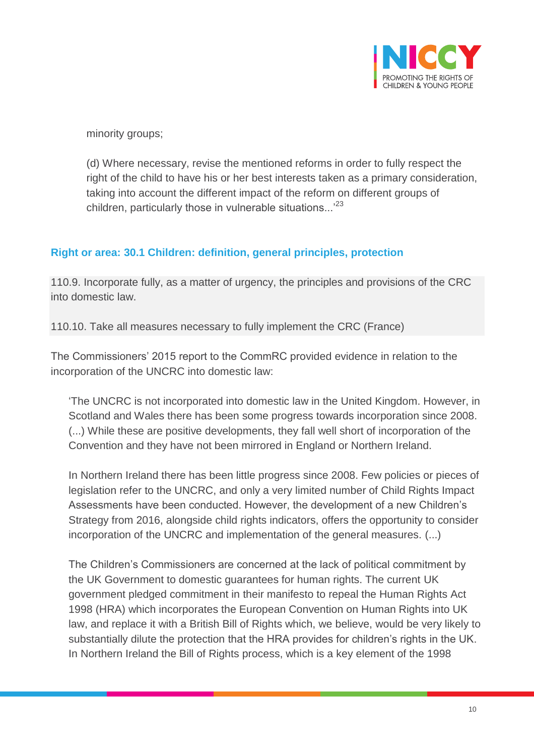minority groups;

(d) Where necessary, revise the mentioned reforms in order to fully respect the right of the child to have his or her best interests taken as a primary consideration, taking into account the different impact of the reform on different groups of children, particularly those in vulnerable situations...'[23]

### Right or area: 30.1 Children: definition, general principles, protection

110.9. Incorporate fully, as a matter of urgency, the principles and provisions of the CRC into domestic law.

110.10. Take all measures necessary to fully implement the CRC (France)

The Commissioners' 2015 report to the CommRC provided evidence in relation to the incorporation of the UNCRC into domestic law:

> 'The UNCRC is not incorporated into domestic law in the United Kingdom. However, in Scotland and Wales there has been some progress towards incorporation since 2008. (...) While these are positive developments, they fall well short of incorporation of the Convention and they have not been mirrored in England or Northern Ireland.
>
> In Northern Ireland there has been little progress since 2008. Few policies or pieces of legislation refer to the UNCRC, and only a very limited number of Child Rights Impact Assessments have been conducted. However, the development of a new Children's Strategy from 2016, alongside child rights indicators, offers the opportunity to consider incorporation of the UNCRC and implementation of the general measures. (...)
>
> The Children's Commissioners are concerned at the lack of political commitment by the UK Government to domestic guarantees for human rights. The current UK government pledged commitment in their manifesto to repeal the Human Rights Act 1998 (HRA) which incorporates the European Convention on Human Rights into UK law, and replace it with a British Bill of Rights which, we believe, would be very likely to substantially dilute the protection that the HRA provides for children's rights in the UK. In Northern Ireland the Bill of Rights process, which is a key element of the 1998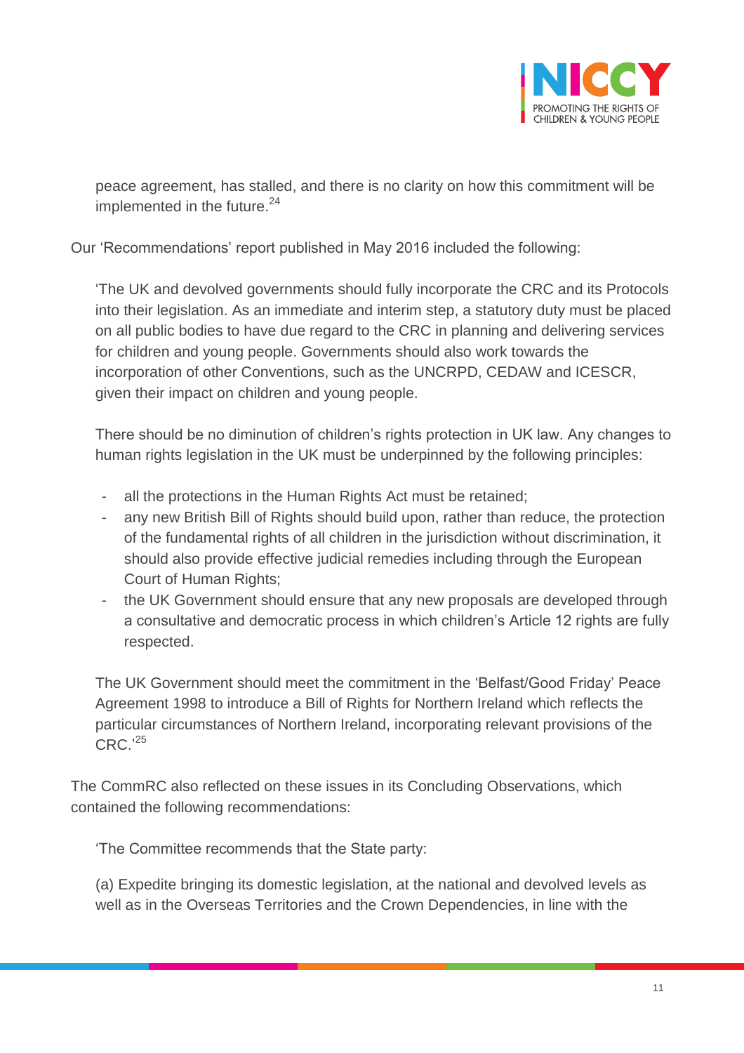peace agreement, has stalled, and there is no clarity on how this commitment will be implemented in the future.[24]

Our 'Recommendations' report published in May 2016 included the following:

> 'The UK and devolved governments should fully incorporate the CRC and its Protocols into their legislation. As an immediate and interim step, a statutory duty must be placed on all public bodies to have due regard to the CRC in planning and delivering services for children and young people. Governments should also work towards the incorporation of other Conventions, such as the UNCRPD, CEDAW and ICESCR, given their impact on children and young people.
>
> There should be no diminution of children's rights protection in UK law. Any changes to human rights legislation in the UK must be underpinned by the following principles:
>
> - all the protections in the Human Rights Act must be retained;
> - any new British Bill of Rights should build upon, rather than reduce, the protection of the fundamental rights of all children in the jurisdiction without discrimination, it should also provide effective judicial remedies including through the European Court of Human Rights;
> - the UK Government should ensure that any new proposals are developed through a consultative and democratic process in which children's Article 12 rights are fully respected.
>
> The UK Government should meet the commitment in the 'Belfast/Good Friday' Peace Agreement 1998 to introduce a Bill of Rights for Northern Ireland which reflects the particular circumstances of Northern Ireland, incorporating relevant provisions of the CRC.'[25]

The CommRC also reflected on these issues in its Concluding Observations, which contained the following recommendations:

> 'The Committee recommends that the State party:
>
> (a) Expedite bringing its domestic legislation, at the national and devolved levels as well as in the Overseas Territories and the Crown Dependencies, in line with the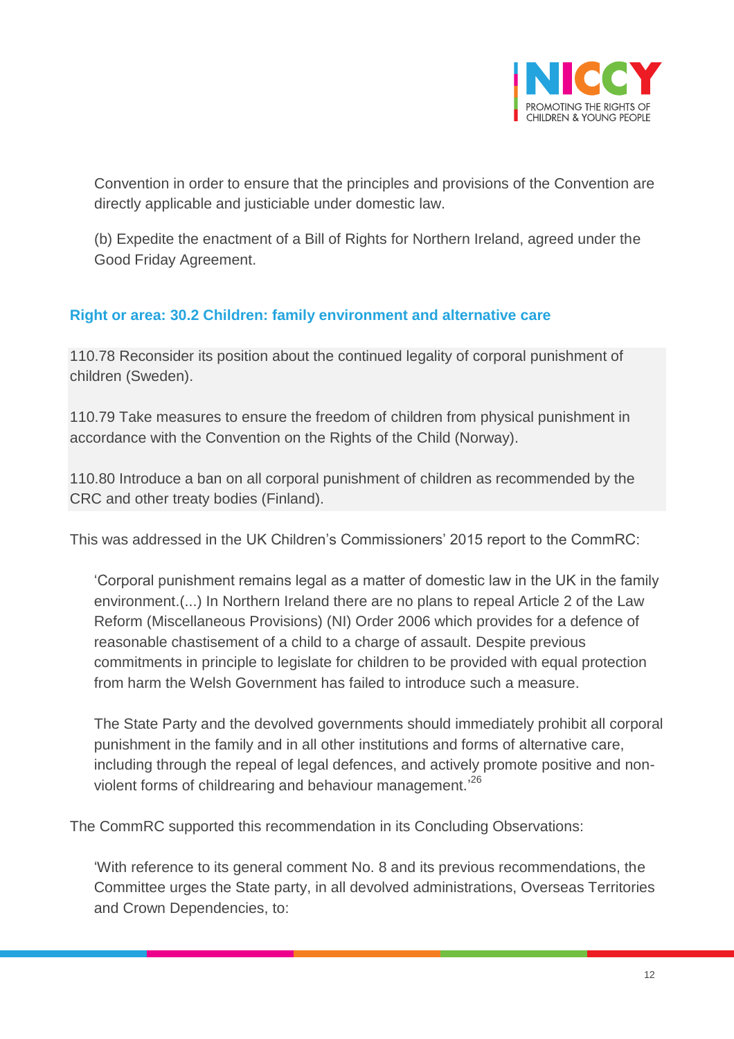Convention in order to ensure that the principles and provisions of the Convention are directly applicable and justiciable under domestic law.

(b) Expedite the enactment of a Bill of Rights for Northern Ireland, agreed under the Good Friday Agreement.

### Right or area: 30.2 Children: family environment and alternative care

110.78 Reconsider its position about the continued legality of corporal punishment of children (Sweden).

110.79 Take measures to ensure the freedom of children from physical punishment in accordance with the Convention on the Rights of the Child (Norway).

110.80 Introduce a ban on all corporal punishment of children as recommended by the CRC and other treaty bodies (Finland).

This was addressed in the UK Children's Commissioners' 2015 report to the CommRC:

> 'Corporal punishment remains legal as a matter of domestic law in the UK in the family environment.(...) In Northern Ireland there are no plans to repeal Article 2 of the Law Reform (Miscellaneous Provisions) (NI) Order 2006 which provides for a defence of reasonable chastisement of a child to a charge of assault. Despite previous commitments in principle to legislate for children to be provided with equal protection from harm the Welsh Government has failed to introduce such a measure.
>
> The State Party and the devolved governments should immediately prohibit all corporal punishment in the family and in all other institutions and forms of alternative care, including through the repeal of legal defences, and actively promote positive and non-violent forms of childrearing and behaviour management.'[26]

The CommRC supported this recommendation in its Concluding Observations:

> 'With reference to its general comment No. 8 and its previous recommendations, the Committee urges the State party, in all devolved administrations, Overseas Territories and Crown Dependencies, to: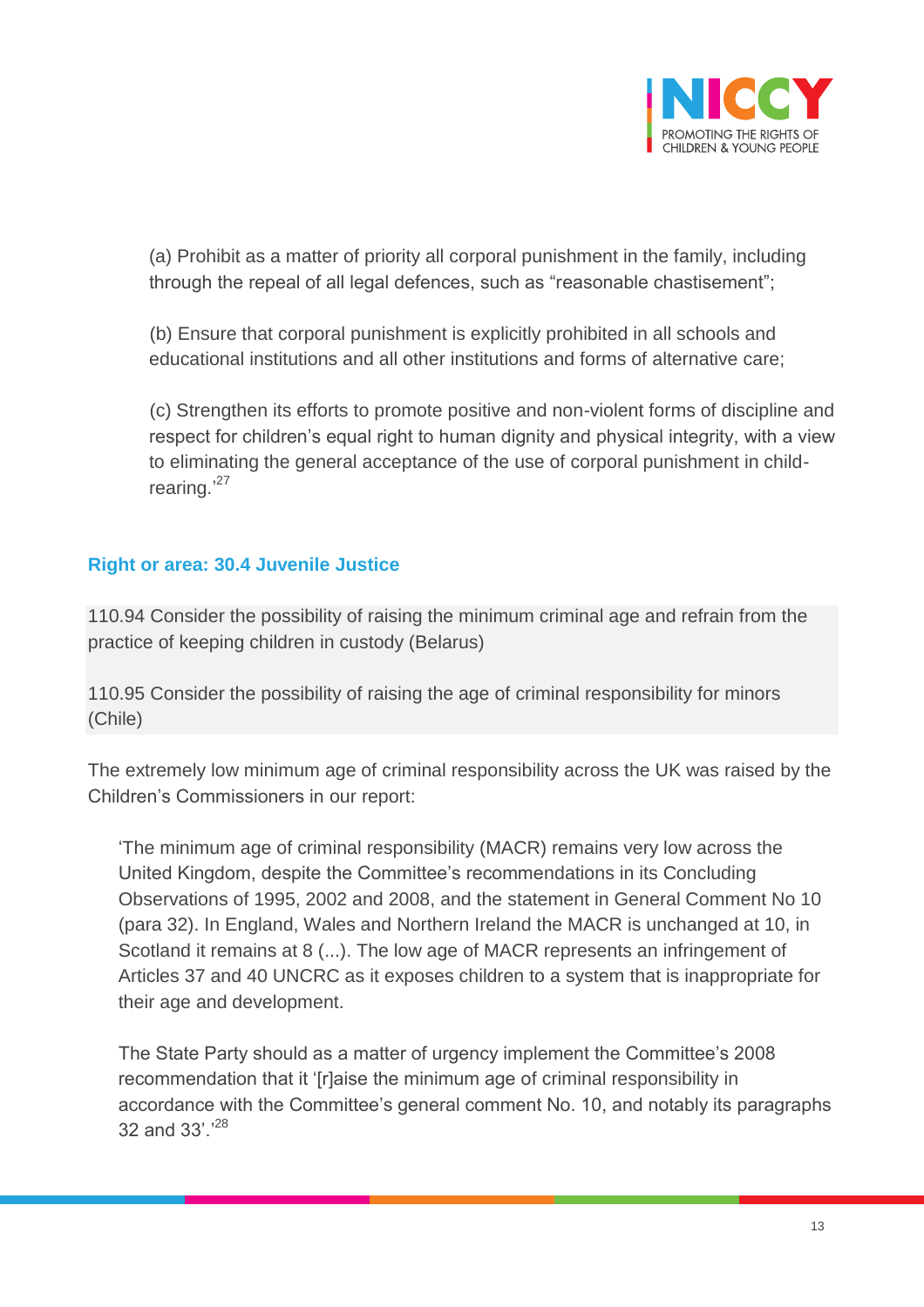(a) Prohibit as a matter of priority all corporal punishment in the family, including through the repeal of all legal defences, such as "reasonable chastisement";

(b) Ensure that corporal punishment is explicitly prohibited in all schools and educational institutions and all other institutions and forms of alternative care;

(c) Strengthen its efforts to promote positive and non-violent forms of discipline and respect for children's equal right to human dignity and physical integrity, with a view to eliminating the general acceptance of the use of corporal punishment in child-rearing.'[27]

### Right or area: 30.4 Juvenile Justice

110.94 Consider the possibility of raising the minimum criminal age and refrain from the practice of keeping children in custody (Belarus)

110.95 Consider the possibility of raising the age of criminal responsibility for minors (Chile)

The extremely low minimum age of criminal responsibility across the UK was raised by the Children's Commissioners in our report:

> 'The minimum age of criminal responsibility (MACR) remains very low across the United Kingdom, despite the Committee's recommendations in its Concluding Observations of 1995, 2002 and 2008, and the statement in General Comment No 10 (para 32). In England, Wales and Northern Ireland the MACR is unchanged at 10, in Scotland it remains at 8 (...). The low age of MACR represents an infringement of Articles 37 and 40 UNCRC as it exposes children to a system that is inappropriate for their age and development.
>
> The State Party should as a matter of urgency implement the Committee's 2008 recommendation that it '[r]aise the minimum age of criminal responsibility in accordance with the Committee's general comment No. 10, and notably its paragraphs 32 and 33'.'[28]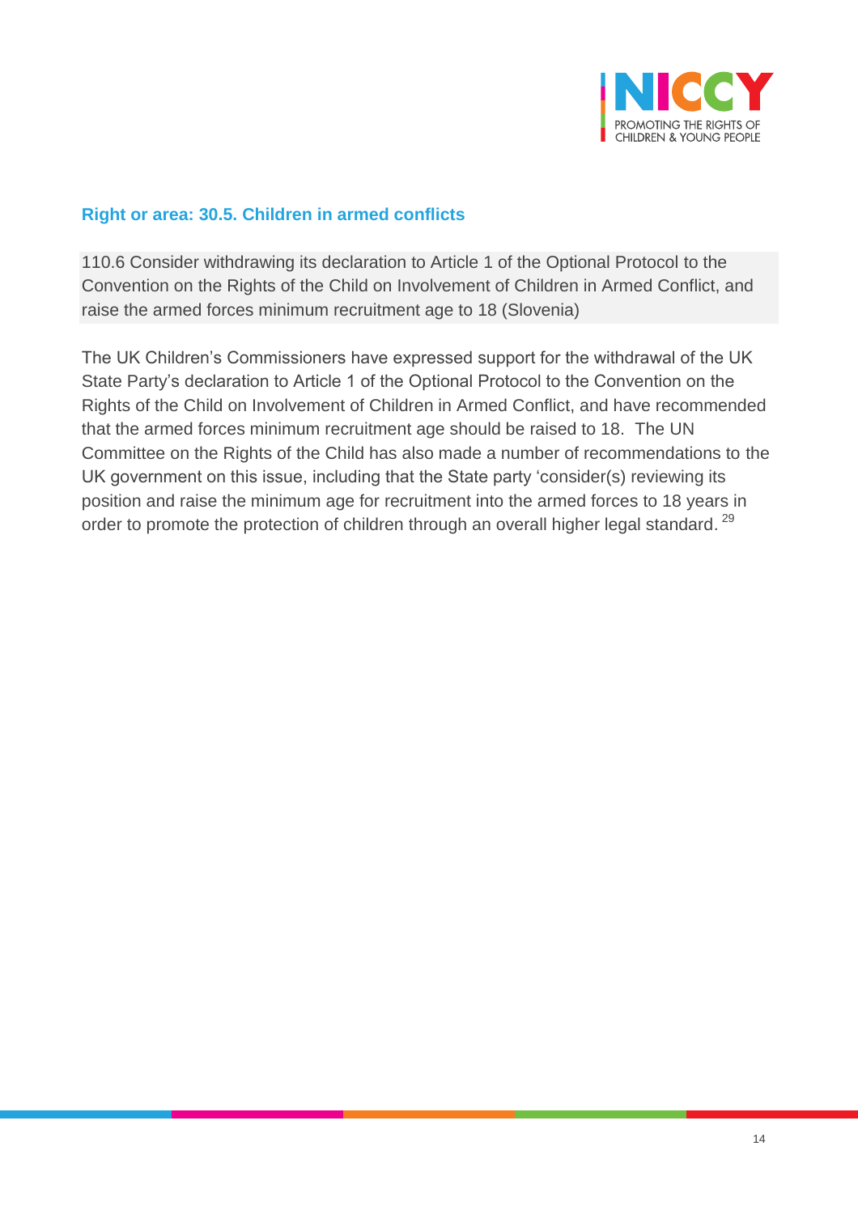### Right or area: 30.5. Children in armed conflicts

110.6 Consider withdrawing its declaration to Article 1 of the Optional Protocol to the Convention on the Rights of the Child on Involvement of Children in Armed Conflict, and raise the armed forces minimum recruitment age to 18 (Slovenia)

The UK Children's Commissioners have expressed support for the withdrawal of the UK State Party's declaration to Article 1 of the Optional Protocol to the Convention on the Rights of the Child on Involvement of Children in Armed Conflict, and have recommended that the armed forces minimum recruitment age should be raised to 18. The UN Committee on the Rights of the Child has also made a number of recommendations to the UK government on this issue, including that the State party 'consider(s) reviewing its position and raise the minimum age for recruitment into the armed forces to 18 years in order to promote the protection of children through an overall higher legal standard. [29]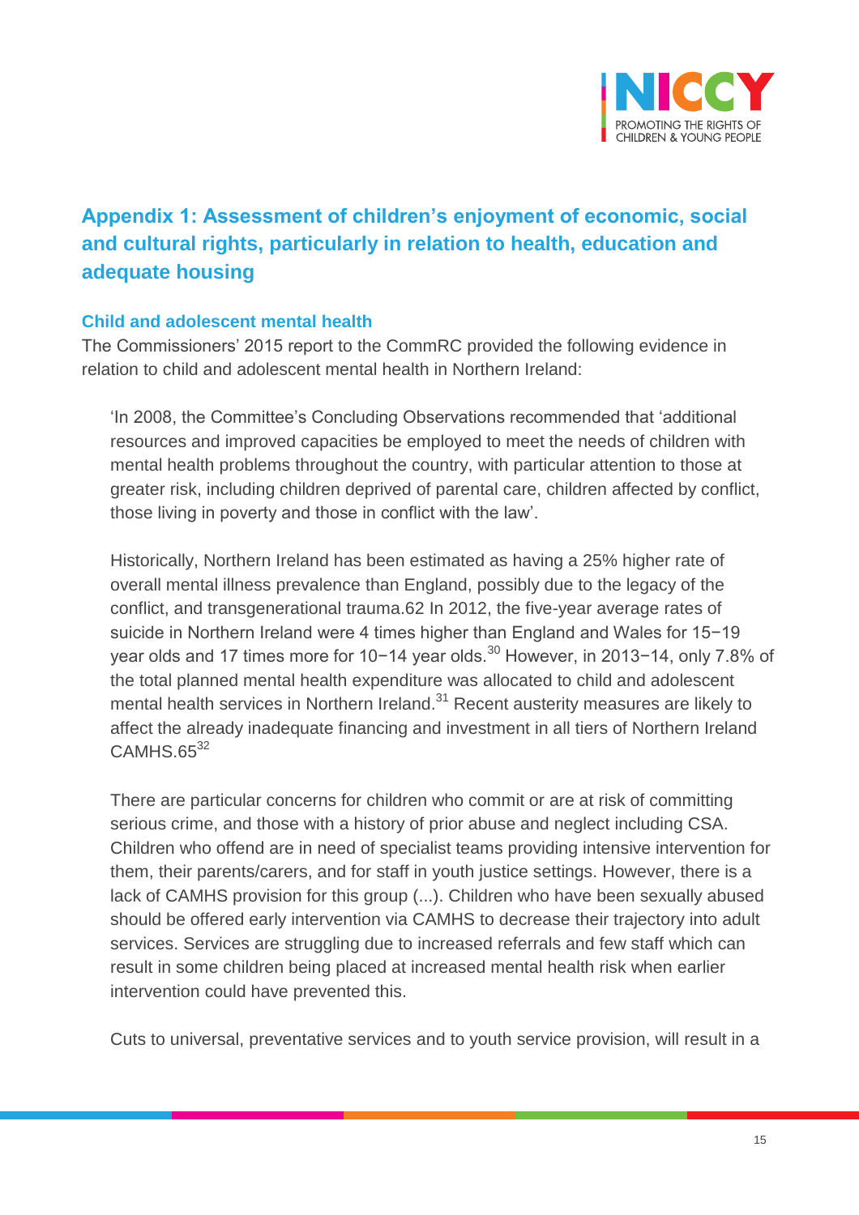## Appendix 1: Assessment of children's enjoyment of economic, social and cultural rights, particularly in relation to health, education and adequate housing

### Child and adolescent mental health

The Commissioners' 2015 report to the CommRC provided the following evidence in relation to child and adolescent mental health in Northern Ireland:

> 'In 2008, the Committee's Concluding Observations recommended that 'additional resources and improved capacities be employed to meet the needs of children with mental health problems throughout the country, with particular attention to those at greater risk, including children deprived of parental care, children affected by conflict, those living in poverty and those in conflict with the law'.
>
> Historically, Northern Ireland has been estimated as having a 25% higher rate of overall mental illness prevalence than England, possibly due to the legacy of the conflict, and transgenerational trauma.62 In 2012, the five-year average rates of suicide in Northern Ireland were 4 times higher than England and Wales for 15−19 year olds and 17 times more for 10−14 year olds.[30] However, in 2013−14, only 7.8% of the total planned mental health expenditure was allocated to child and adolescent mental health services in Northern Ireland.[31] Recent austerity measures are likely to affect the already inadequate financing and investment in all tiers of Northern Ireland CAMHS.65[32]
>
> There are particular concerns for children who commit or are at risk of committing serious crime, and those with a history of prior abuse and neglect including CSA. Children who offend are in need of specialist teams providing intensive intervention for them, their parents/carers, and for staff in youth justice settings. However, there is a lack of CAMHS provision for this group (...). Children who have been sexually abused should be offered early intervention via CAMHS to decrease their trajectory into adult services. Services are struggling due to increased referrals and few staff which can result in some children being placed at increased mental health risk when earlier intervention could have prevented this.
>
> Cuts to universal, preventative services and to youth service provision, will result in a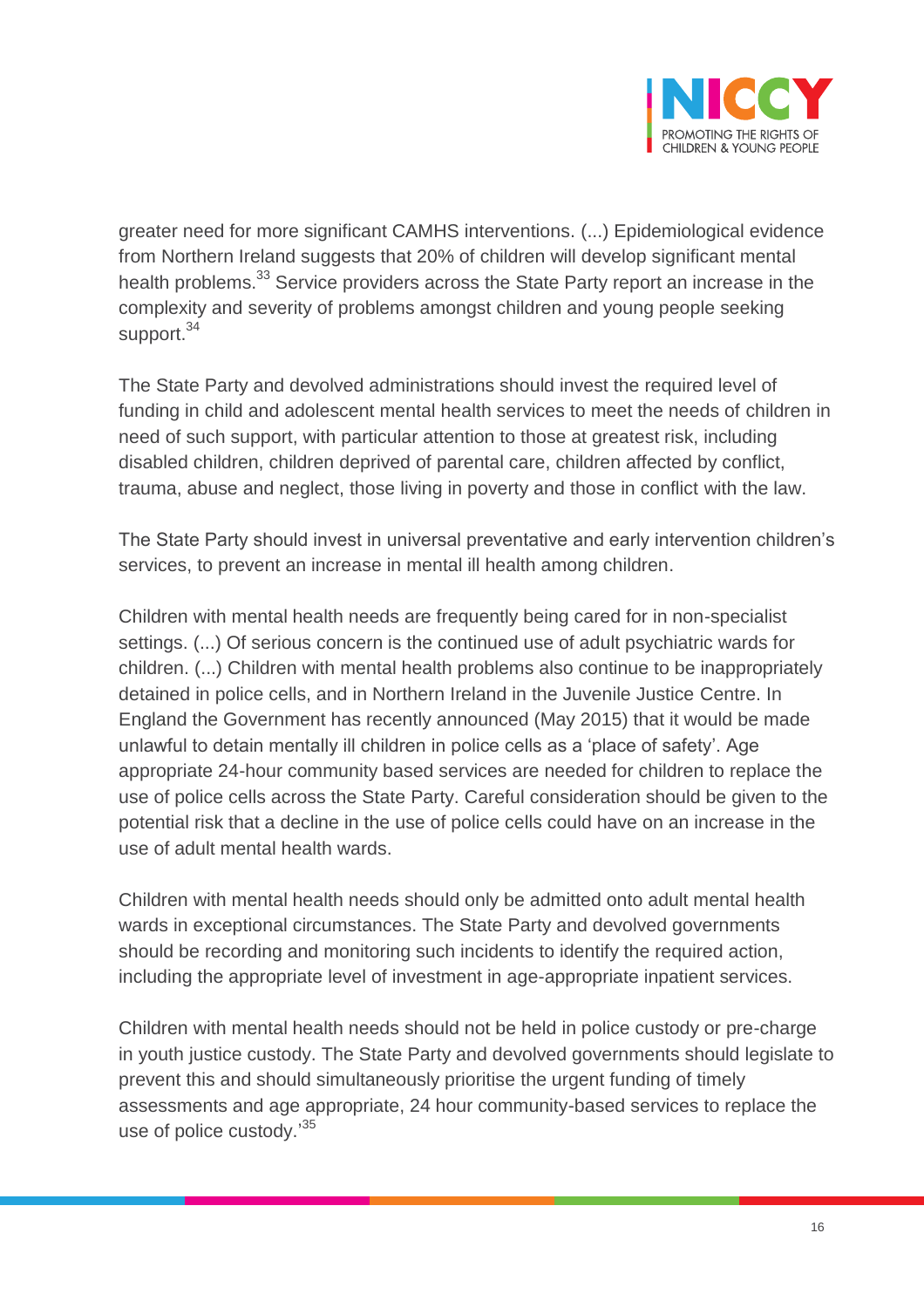greater need for more significant CAMHS interventions. (...) Epidemiological evidence from Northern Ireland suggests that 20% of children will develop significant mental health problems.[33] Service providers across the State Party report an increase in the complexity and severity of problems amongst children and young people seeking support.[34]

The State Party and devolved administrations should invest the required level of funding in child and adolescent mental health services to meet the needs of children in need of such support, with particular attention to those at greatest risk, including disabled children, children deprived of parental care, children affected by conflict, trauma, abuse and neglect, those living in poverty and those in conflict with the law.

The State Party should invest in universal preventative and early intervention children's services, to prevent an increase in mental ill health among children.

Children with mental health needs are frequently being cared for in non-specialist settings. (...) Of serious concern is the continued use of adult psychiatric wards for children. (...) Children with mental health problems also continue to be inappropriately detained in police cells, and in Northern Ireland in the Juvenile Justice Centre. In England the Government has recently announced (May 2015) that it would be made unlawful to detain mentally ill children in police cells as a 'place of safety'. Age appropriate 24-hour community based services are needed for children to replace the use of police cells across the State Party. Careful consideration should be given to the potential risk that a decline in the use of police cells could have on an increase in the use of adult mental health wards.

Children with mental health needs should only be admitted onto adult mental health wards in exceptional circumstances. The State Party and devolved governments should be recording and monitoring such incidents to identify the required action, including the appropriate level of investment in age-appropriate inpatient services.

Children with mental health needs should not be held in police custody or pre-charge in youth justice custody. The State Party and devolved governments should legislate to prevent this and should simultaneously prioritise the urgent funding of timely assessments and age appropriate, 24 hour community-based services to replace the use of police custody.'[35]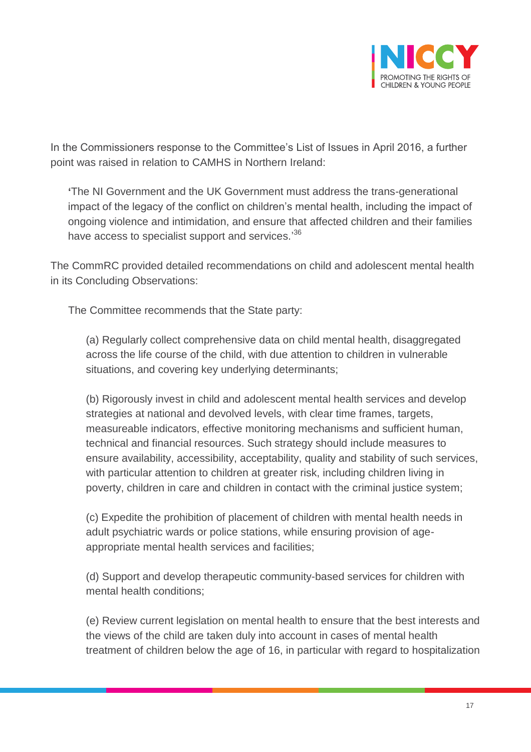In the Commissioners response to the Committee's List of Issues in April 2016, a further point was raised in relation to CAMHS in Northern Ireland:

> 'The NI Government and the UK Government must address the trans-generational impact of the legacy of the conflict on children's mental health, including the impact of ongoing violence and intimidation, and ensure that affected children and their families have access to specialist support and services.'[36]

The CommRC provided detailed recommendations on child and adolescent mental health in its Concluding Observations:

> The Committee recommends that the State party:
>
> (a) Regularly collect comprehensive data on child mental health, disaggregated across the life course of the child, with due attention to children in vulnerable situations, and covering key underlying determinants;
>
> (b) Rigorously invest in child and adolescent mental health services and develop strategies at national and devolved levels, with clear time frames, targets, measureable indicators, effective monitoring mechanisms and sufficient human, technical and financial resources. Such strategy should include measures to ensure availability, accessibility, acceptability, quality and stability of such services, with particular attention to children at greater risk, including children living in poverty, children in care and children in contact with the criminal justice system;
>
> (c) Expedite the prohibition of placement of children with mental health needs in adult psychiatric wards or police stations, while ensuring provision of age-appropriate mental health services and facilities;
>
> (d) Support and develop therapeutic community-based services for children with mental health conditions;
>
> (e) Review current legislation on mental health to ensure that the best interests and the views of the child are taken duly into account in cases of mental health treatment of children below the age of 16, in particular with regard to hospitalization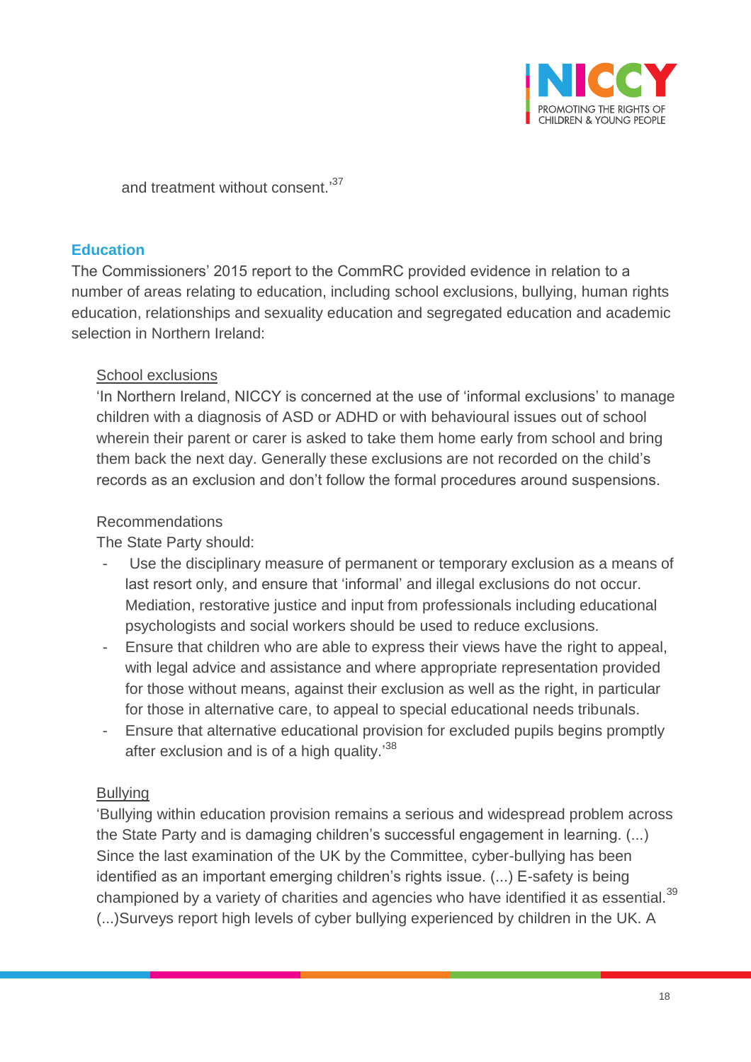and treatment without consent.'[37]

## Education

The Commissioners' 2015 report to the CommRC provided evidence in relation to a number of areas relating to education, including school exclusions, bullying, human rights education, relationships and sexuality education and segregated education and academic selection in Northern Ireland:

School exclusions

'In Northern Ireland, NICCY is concerned at the use of 'informal exclusions' to manage children with a diagnosis of ASD or ADHD or with behavioural issues out of school wherein their parent or carer is asked to take them home early from school and bring them back the next day. Generally these exclusions are not recorded on the child's records as an exclusion and don't follow the formal procedures around suspensions.

Recommendations

The State Party should:

- Use the disciplinary measure of permanent or temporary exclusion as a means of last resort only, and ensure that 'informal' and illegal exclusions do not occur. Mediation, restorative justice and input from professionals including educational psychologists and social workers should be used to reduce exclusions.
- Ensure that children who are able to express their views have the right to appeal, with legal advice and assistance and where appropriate representation provided for those without means, against their exclusion as well as the right, in particular for those in alternative care, to appeal to special educational needs tribunals.
- Ensure that alternative educational provision for excluded pupils begins promptly after exclusion and is of a high quality.'[38]

Bullying

'Bullying within education provision remains a serious and widespread problem across the State Party and is damaging children's successful engagement in learning. (...) Since the last examination of the UK by the Committee, cyber-bullying has been identified as an important emerging children's rights issue. (...) E-safety is being championed by a variety of charities and agencies who have identified it as essential.[39] (...)Surveys report high levels of cyber bullying experienced by children in the UK. A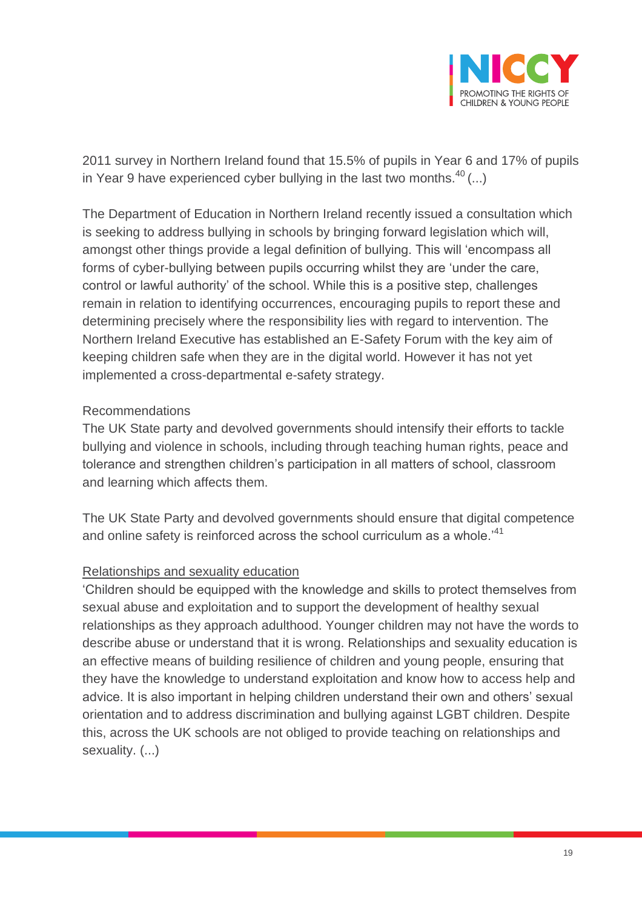2011 survey in Northern Ireland found that 15.5% of pupils in Year 6 and 17% of pupils in Year 9 have experienced cyber bullying in the last two months.[40] (...)

The Department of Education in Northern Ireland recently issued a consultation which is seeking to address bullying in schools by bringing forward legislation which will, amongst other things provide a legal definition of bullying. This will 'encompass all forms of cyber-bullying between pupils occurring whilst they are 'under the care, control or lawful authority' of the school. While this is a positive step, challenges remain in relation to identifying occurrences, encouraging pupils to report these and determining precisely where the responsibility lies with regard to intervention. The Northern Ireland Executive has established an E-Safety Forum with the key aim of keeping children safe when they are in the digital world. However it has not yet implemented a cross-departmental e-safety strategy.

Recommendations

The UK State party and devolved governments should intensify their efforts to tackle bullying and violence in schools, including through teaching human rights, peace and tolerance and strengthen children's participation in all matters of school, classroom and learning which affects them.

The UK State Party and devolved governments should ensure that digital competence and online safety is reinforced across the school curriculum as a whole.'[41]

<u>Relationships and sexuality education</u>

'Children should be equipped with the knowledge and skills to protect themselves from sexual abuse and exploitation and to support the development of healthy sexual relationships as they approach adulthood. Younger children may not have the words to describe abuse or understand that it is wrong. Relationships and sexuality education is an effective means of building resilience of children and young people, ensuring that they have the knowledge to understand exploitation and know how to access help and advice. It is also important in helping children understand their own and others' sexual orientation and to address discrimination and bullying against LGBT children. Despite this, across the UK schools are not obliged to provide teaching on relationships and sexuality. (...)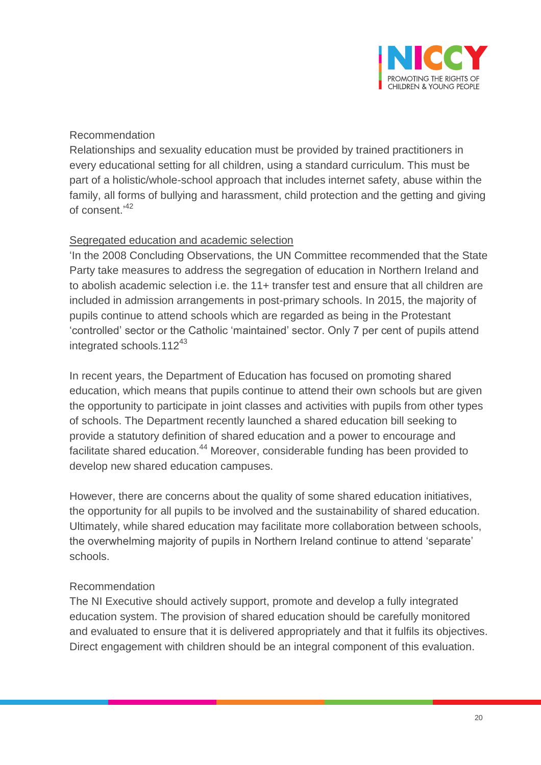Recommendation

Relationships and sexuality education must be provided by trained practitioners in every educational setting for all children, using a standard curriculum. This must be part of a holistic/whole-school approach that includes internet safety, abuse within the family, all forms of bullying and harassment, child protection and the getting and giving of consent.'[42]

<u>Segregated education and academic selection</u>

'In the 2008 Concluding Observations, the UN Committee recommended that the State Party take measures to address the segregation of education in Northern Ireland and to abolish academic selection i.e. the 11+ transfer test and ensure that all children are included in admission arrangements in post-primary schools. In 2015, the majority of pupils continue to attend schools which are regarded as being in the Protestant 'controlled' sector or the Catholic 'maintained' sector. Only 7 per cent of pupils attend integrated schools.112[43]

In recent years, the Department of Education has focused on promoting shared education, which means that pupils continue to attend their own schools but are given the opportunity to participate in joint classes and activities with pupils from other types of schools. The Department recently launched a shared education bill seeking to provide a statutory definition of shared education and a power to encourage and facilitate shared education.[44] Moreover, considerable funding has been provided to develop new shared education campuses.

However, there are concerns about the quality of some shared education initiatives, the opportunity for all pupils to be involved and the sustainability of shared education. Ultimately, while shared education may facilitate more collaboration between schools, the overwhelming majority of pupils in Northern Ireland continue to attend 'separate' schools.

Recommendation

The NI Executive should actively support, promote and develop a fully integrated education system. The provision of shared education should be carefully monitored and evaluated to ensure that it is delivered appropriately and that it fulfils its objectives. Direct engagement with children should be an integral component of this evaluation.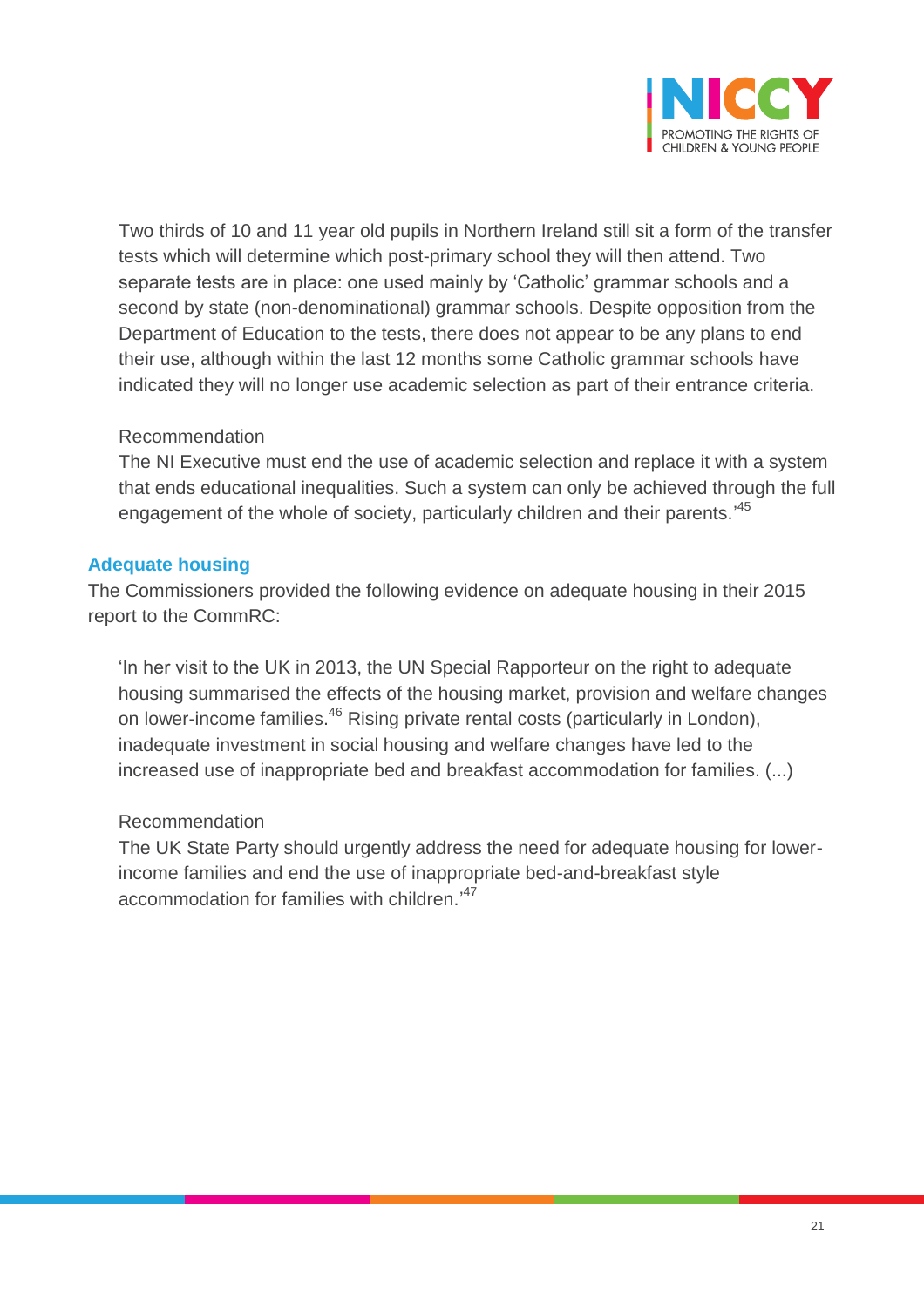Two thirds of 10 and 11 year old pupils in Northern Ireland still sit a form of the transfer tests which will determine which post-primary school they will then attend. Two separate tests are in place: one used mainly by 'Catholic' grammar schools and a second by state (non-denominational) grammar schools. Despite opposition from the Department of Education to the tests, there does not appear to be any plans to end their use, although within the last 12 months some Catholic grammar schools have indicated they will no longer use academic selection as part of their entrance criteria.

Recommendation
The NI Executive must end the use of academic selection and replace it with a system that ends educational inequalities. Such a system can only be achieved through the full engagement of the whole of society, particularly children and their parents.'[45]

### Adequate housing

The Commissioners provided the following evidence on adequate housing in their 2015 report to the CommRC:

'In her visit to the UK in 2013, the UN Special Rapporteur on the right to adequate housing summarised the effects of the housing market, provision and welfare changes on lower-income families.[46] Rising private rental costs (particularly in London), inadequate investment in social housing and welfare changes have led to the increased use of inappropriate bed and breakfast accommodation for families. (...)

Recommendation
The UK State Party should urgently address the need for adequate housing for lower-income families and end the use of inappropriate bed-and-breakfast style accommodation for families with children.'[47]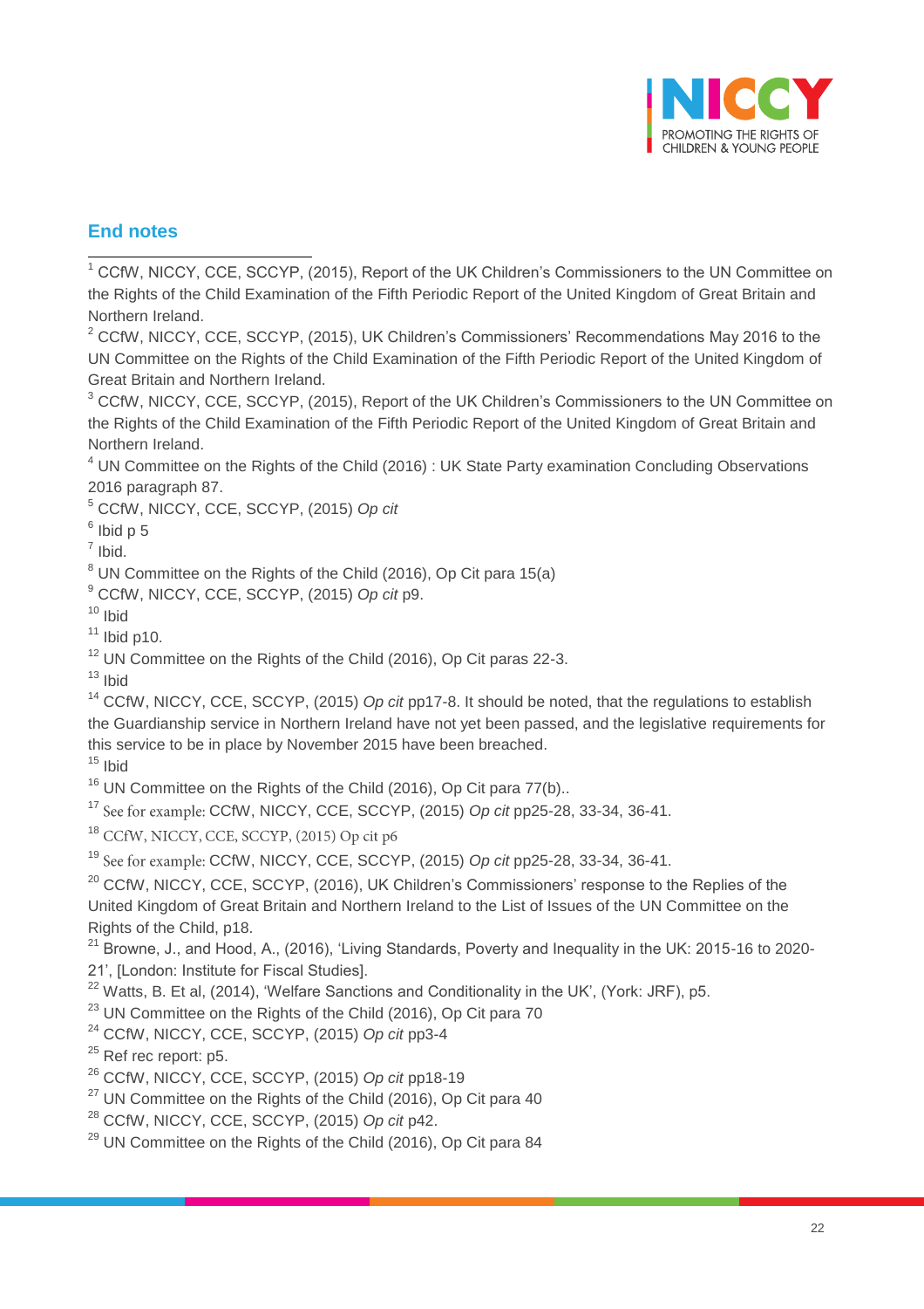## End notes

[1] CCfW, NICCY, CCE, SCCYP, (2015), Report of the UK Children's Commissioners to the UN Committee on the Rights of the Child Examination of the Fifth Periodic Report of the United Kingdom of Great Britain and Northern Ireland.

[2] CCfW, NICCY, CCE, SCCYP, (2015), UK Children's Commissioners' Recommendations May 2016 to the UN Committee on the Rights of the Child Examination of the Fifth Periodic Report of the United Kingdom of Great Britain and Northern Ireland.

[3] CCfW, NICCY, CCE, SCCYP, (2015), Report of the UK Children's Commissioners to the UN Committee on the Rights of the Child Examination of the Fifth Periodic Report of the United Kingdom of Great Britain and Northern Ireland.

[4] UN Committee on the Rights of the Child (2016) : UK State Party examination Concluding Observations 2016 paragraph 87.

[5] CCfW, NICCY, CCE, SCCYP, (2015) *Op cit*

[6] Ibid p 5

[7] Ibid.

[8] UN Committee on the Rights of the Child (2016), Op Cit para 15(a)

[9] CCfW, NICCY, CCE, SCCYP, (2015) *Op cit* p9.

[10] Ibid

[11] Ibid p10.

[12] UN Committee on the Rights of the Child (2016), Op Cit paras 22-3.

[13] Ibid

[14] CCfW, NICCY, CCE, SCCYP, (2015) *Op cit* pp17-8. It should be noted, that the regulations to establish the Guardianship service in Northern Ireland have not yet been passed, and the legislative requirements for this service to be in place by November 2015 have been breached.

[15] Ibid

[16] UN Committee on the Rights of the Child (2016), Op Cit para 77(b)..

[17] See for example: CCfW, NICCY, CCE, SCCYP, (2015) *Op cit* pp25-28, 33-34, 36-41.

[18] CCfW, NICCY, CCE, SCCYP, (2015) Op cit p6

[19] See for example: CCfW, NICCY, CCE, SCCYP, (2015) *Op cit* pp25-28, 33-34, 36-41.

[20] CCfW, NICCY, CCE, SCCYP, (2016), UK Children's Commissioners' response to the Replies of the United Kingdom of Great Britain and Northern Ireland to the List of Issues of the UN Committee on the Rights of the Child, p18.

[21] Browne, J., and Hood, A., (2016), 'Living Standards, Poverty and Inequality in the UK: 2015-16 to 2020-21', [London: Institute for Fiscal Studies].

[22] Watts, B. Et al, (2014), 'Welfare Sanctions and Conditionality in the UK', (York: JRF), p5.

[23] UN Committee on the Rights of the Child (2016), Op Cit para 70

[24] CCfW, NICCY, CCE, SCCYP, (2015) *Op cit* pp3-4

[25] Ref rec report: p5.

[26] CCfW, NICCY, CCE, SCCYP, (2015) *Op cit* pp18-19

[27] UN Committee on the Rights of the Child (2016), Op Cit para 40

[28] CCfW, NICCY, CCE, SCCYP, (2015) *Op cit* p42.

[29] UN Committee on the Rights of the Child (2016), Op Cit para 84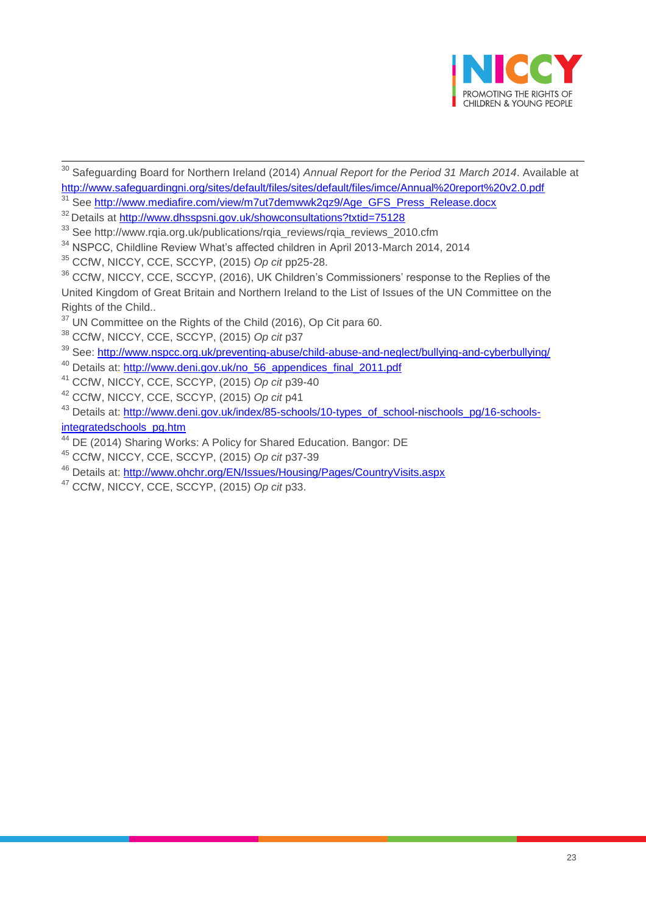[30] Safeguarding Board for Northern Ireland (2014) *Annual Report for the Period 31 March 2014*. Available at http://www.safeguardingni.org/sites/default/files/sites/default/files/imce/Annual%20report%20v2.0.pdf

[31] See http://www.mediafire.com/view/m7ut7demwwk2qz9/Age_GFS_Press_Release.docx

[32] Details at http://www.dhsspsni.gov.uk/showconsultations?txtid=75128

[33] See http://www.rqia.org.uk/publications/rqia_reviews/rqia_reviews_2010.cfm

[34] NSPCC, Childline Review What's affected children in April 2013-March 2014, 2014

[35] CCfW, NICCY, CCE, SCCYP, (2015) *Op cit* pp25-28.

[36] CCfW, NICCY, CCE, SCCYP, (2016), UK Children's Commissioners' response to the Replies of the United Kingdom of Great Britain and Northern Ireland to the List of Issues of the UN Committee on the Rights of the Child..

[37] UN Committee on the Rights of the Child (2016), Op Cit para 60.

[38] CCfW, NICCY, CCE, SCCYP, (2015) *Op cit* p37

[39] See: http://www.nspcc.org.uk/preventing-abuse/child-abuse-and-neglect/bullying-and-cyberbullying/

[40] Details at: http://www.deni.gov.uk/no_56_appendices_final_2011.pdf

[41] CCfW, NICCY, CCE, SCCYP, (2015) *Op cit* p39-40

[42] CCfW, NICCY, CCE, SCCYP, (2015) *Op cit* p41

[43] Details at: http://www.deni.gov.uk/index/85-schools/10-types_of_school-nischools_pg/16-schools-integratedschools_pg.htm

[44] DE (2014) Sharing Works: A Policy for Shared Education. Bangor: DE

[45] CCfW, NICCY, CCE, SCCYP, (2015) *Op cit* p37-39

[46] Details at: http://www.ohchr.org/EN/Issues/Housing/Pages/CountryVisits.aspx

[47] CCfW, NICCY, CCE, SCCYP, (2015) *Op cit* p33.